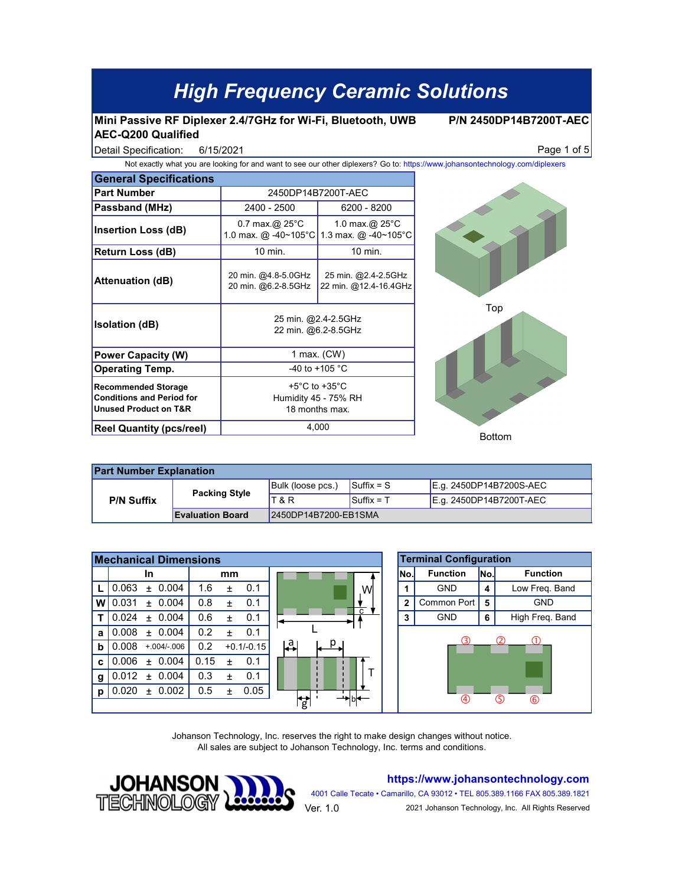# High Frequency Ceramic Solutions

**Mini Passive RF Diplexer 2.4/7GHz for Wi-Fi, Bluetooth, UWB** **P/N 2450DP14B7200T-AEC**
**AEC-Q200 Qualified**

Detail Specification: 6/15/2021

Not exactly what you are looking for and want to see our other diplexers? Go to: https://www.johansontechnology.com/diplexers

## General Specifications

| Parameter | | |
|---|---|---|
| **Part Number** | 2450DP14B7200T-AEC | |
| **Passband (MHz)** | 2400 - 2500 | 6200 - 8200 |
| **Insertion Loss (dB)** | 0.7 max.@ 25°C<br>1.0 max. @ -40~105°C | 1.0 max.@ 25°C<br>1.3 max. @ -40~105°C |
| **Return Loss (dB)** | 10 min. | 10 min. |
| **Attenuation (dB)** | 20 min. @4.8-5.0GHz<br>20 min. @6.2-8.5GHz | 25 min. @2.4-2.5GHz<br>22 min. @12.4-16.4GHz |
| **Isolation (dB)** | 25 min. @2.4-2.5GHz<br>22 min. @6.2-8.5GHz | |
| **Power Capacity (W)** | 1 max. (CW) | |
| **Operating Temp.** | -40 to +105 °C | |
| **Recommended Storage Conditions and Period for Unused Product on T&R** | +5°C to +35°C<br>Humidity 45 - 75% RH<br>18 months max. | |
| **Reel Quantity (pcs/reel)** | 4,000 | |

Top

Bottom

## Part Number Explanation

| | | | | |
|---|---|---|---|---|
| **P/N Suffix** | **Packing Style** | Bulk (loose pcs.) | Suffix = S | E.g. 2450DP14B7200S-AEC |
| | | T & R | Suffix = T | E.g. 2450DP14B7200T-AEC |
| | **Evaluation Board** | 2450DP14B7200-EB1SMA | | |

## Mechanical Dimensions

| | In | | | mm | | |
|---|---|---|---|---|---|---|
| **L** | 0.063 | ± | 0.004 | 1.6 | ± | 0.1 |
| **W** | 0.031 | ± | 0.004 | 0.8 | ± | 0.1 |
| **T** | 0.024 | ± | 0.004 | 0.6 | ± | 0.1 |
| **a** | 0.008 | ± | 0.004 | 0.2 | ± | 0.1 |
| **b** | 0.008 | +.004/-.006 | | 0.2 | +0.1/-0.15 | |
| **c** | 0.006 | ± | 0.004 | 0.15 | ± | 0.1 |
| **g** | 0.012 | ± | 0.004 | 0.3 | ± | 0.1 |
| **p** | 0.020 | ± | 0.002 | 0.5 | ± | 0.05 |

## Terminal Configuration

| No. | Function | No. | Function |
|---|---|---|---|
| 1 | GND | 4 | Low Freq. Band |
| 2 | Common Port | 5 | GND |
| 3 | GND | 6 | High Freq. Band |

Johanson Technology, Inc. reserves the right to design changes without notice.
All sales are subject to Johanson Technology, Inc. terms and conditions.

https://www.johansontechnology.com
4001 Calle Tecate • Camarillo, CA 93012 • TEL 805.389.1166 FAX 805.389.1821
Ver. 1.0
2021 Johanson Technology, Inc. All Rights Reserved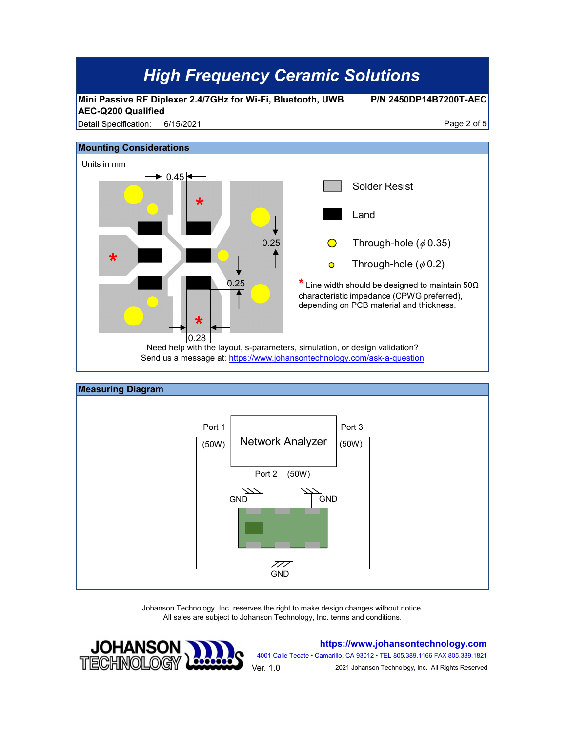# High Frequency Ceramic Solutions

**Mini Passive RF Diplexer 2.4/7GHz for Wi-Fi, Bluetooth, UWB** **P/N 2450DP14B7200T-AEC**
**AEC-Q200 Qualified**
Detail Specification: 6/15/2021

## Mounting Considerations

Units in mm

0.45

0.25

0.25

0.28

Solder Resist

Land

Through-hole ($\phi$ 0.35)

Through-hole ($\phi$ 0.2)

* Line width should be designed to maintain 50Ω characteristic impedance (CPWG preferred), depending on PCB material and thickness.

Need help with the layout, s-parameters, simulation, or design validation?
Send us a message at: https://www.johansontechnology.com/ask-a-question

## Measuring Diagram

Network Analyzer

Port 1 (50W)

Port 2 (50W)

Port 3 (50W)

GND

GND

GND

Johanson Technology, Inc. reserves the right to make design changes without notice.
All sales are subject to Johanson Technology, Inc. terms and conditions.

JOHANSON TECHNOLOGY

https://www.johansontechnology.com
4001 Calle Tecate • Camarillo, CA 93012 • TEL 805.389.1166 FAX 805.389.1821
Ver. 1.0
2021 Johanson Technology, Inc. All Rights Reserved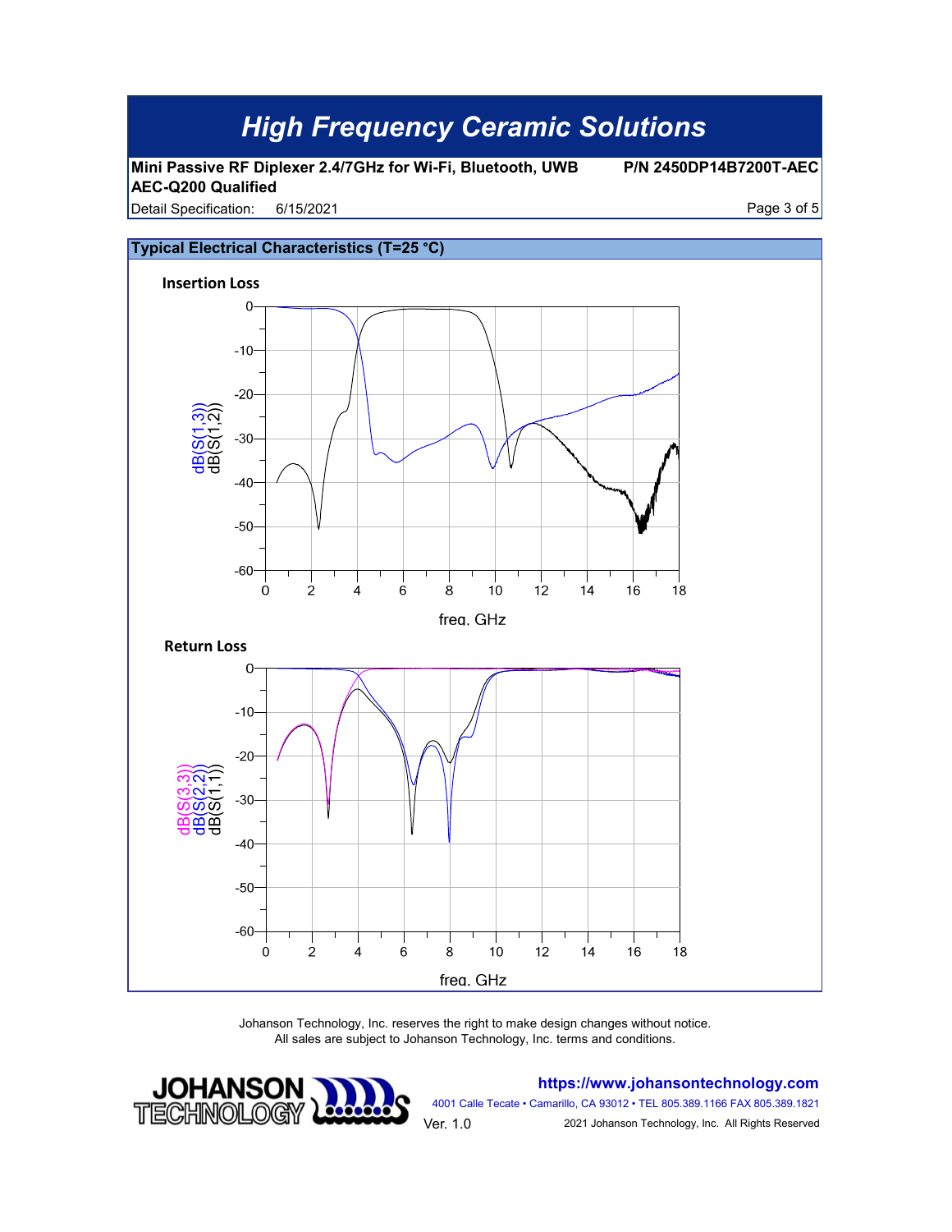## Typical Electrical Characteristics (T=25 °C)

**Insertion Loss**

dB(S(1,3))
dB(S(1,2))

freq, GHz

**Return Loss**

dB(S(3,3))
dB(S(2,2))
dB(S(1,1))

freq, GHz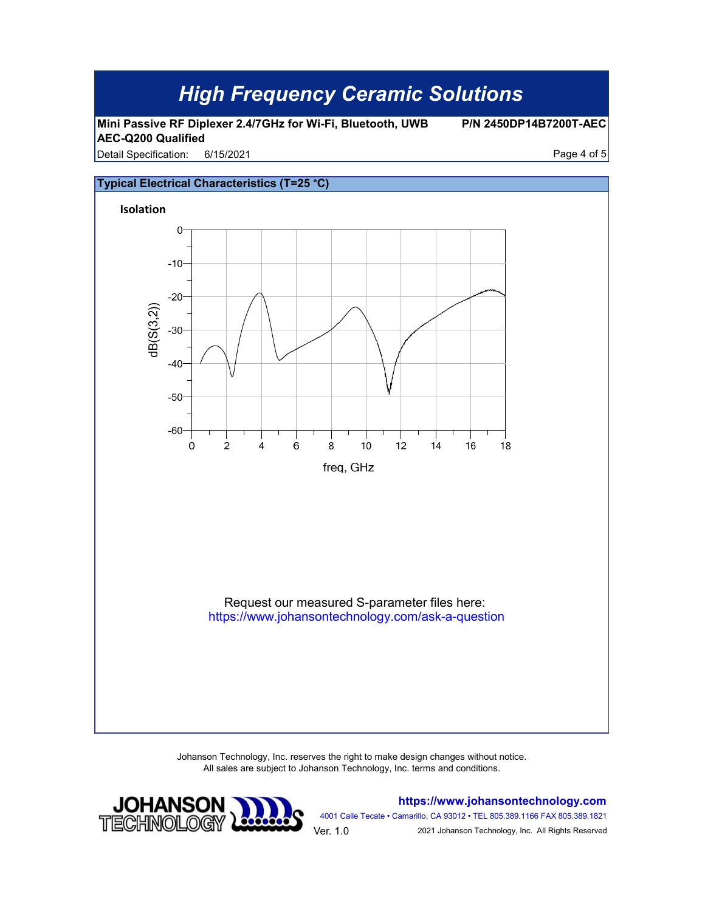# High Frequency Ceramic Solutions

**Mini Passive RF Diplexer 2.4/7GHz for Wi-Fi, Bluetooth, UWB** **P/N 2450DP14B7200T-AEC**
**AEC-Q200 Qualified**

Detail Specification: 6/15/2021

## Typical Electrical Characteristics (T=25 °C)

**Isolation**

Request our measured S-parameter files here:
https://www.johansontechnology.com/ask-a-question

Johanson Technology, Inc. reserves the right to make design changes without notice.
All sales are subject to Johanson Technology, Inc. terms and conditions.

https://www.johansontechnology.com
4001 Calle Tecate • Camarillo, CA 93012 • TEL 805.389.1166 FAX 805.389.1821
Ver. 1.0
2021 Johanson Technology, Inc. All Rights Reserved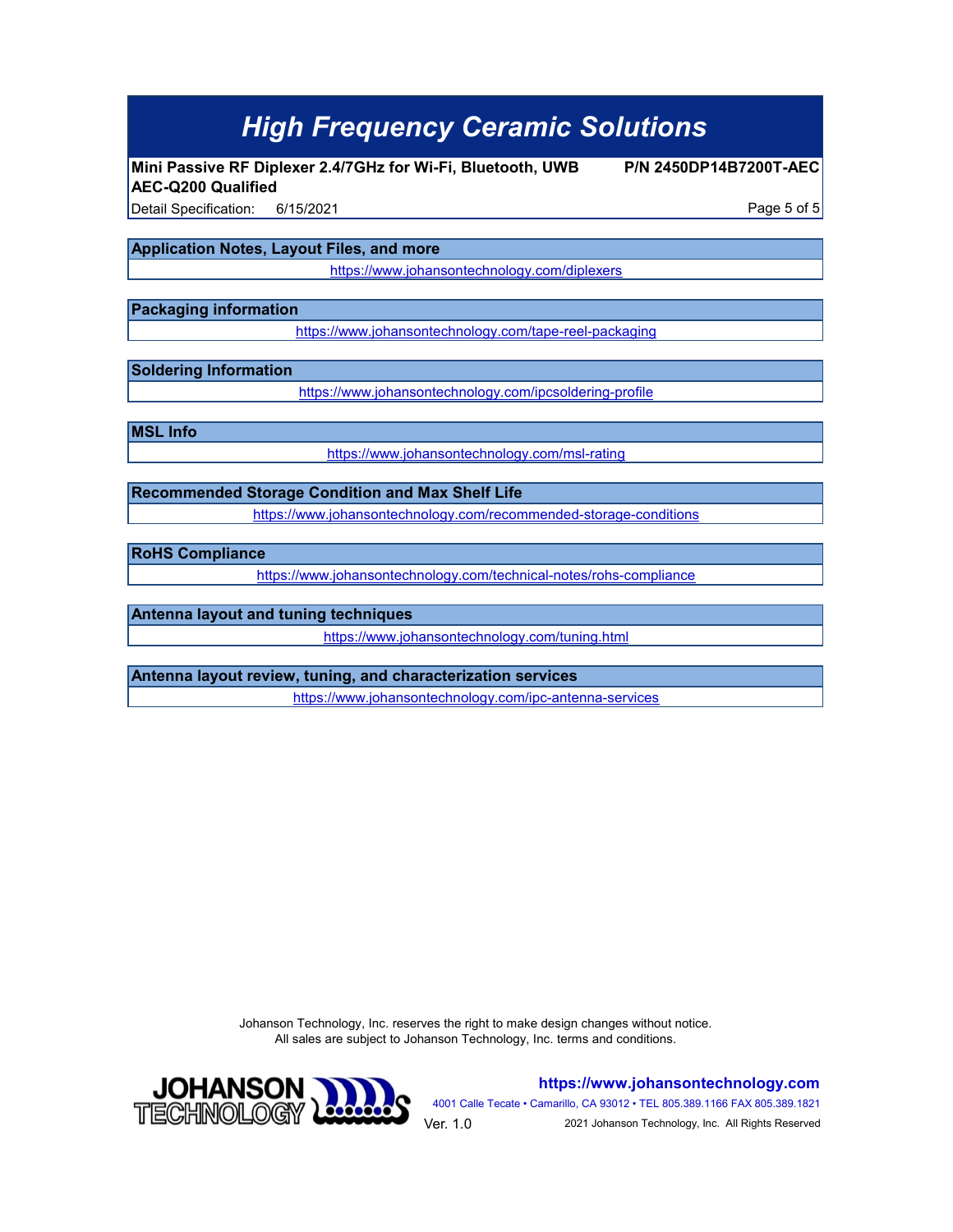## Application Notes, Layout Files, and more

https://www.johansontechnology.com/diplexers

## Packaging information

https://www.johansontechnology.com/tape-reel-packaging

## Soldering Information

https://www.johansontechnology.com/ipcsoldering-profile

## MSL Info

https://www.johansontechnology.com/msl-rating

## Recommended Storage Condition and Max Shelf Life

https://www.johansontechnology.com/recommended-storage-conditions

## RoHS Compliance

https://www.johansontechnology.com/technical-notes/rohs-compliance

## Antenna layout and tuning techniques

https://www.johansontechnology.com/tuning.html

## Antenna layout review, tuning, and characterization services

https://www.johansontechnology.com/ipc-antenna-services

Johanson Technology, Inc. reserves the right to make design changes without notice.
All sales are subject to Johanson Technology, Inc. terms and conditions.